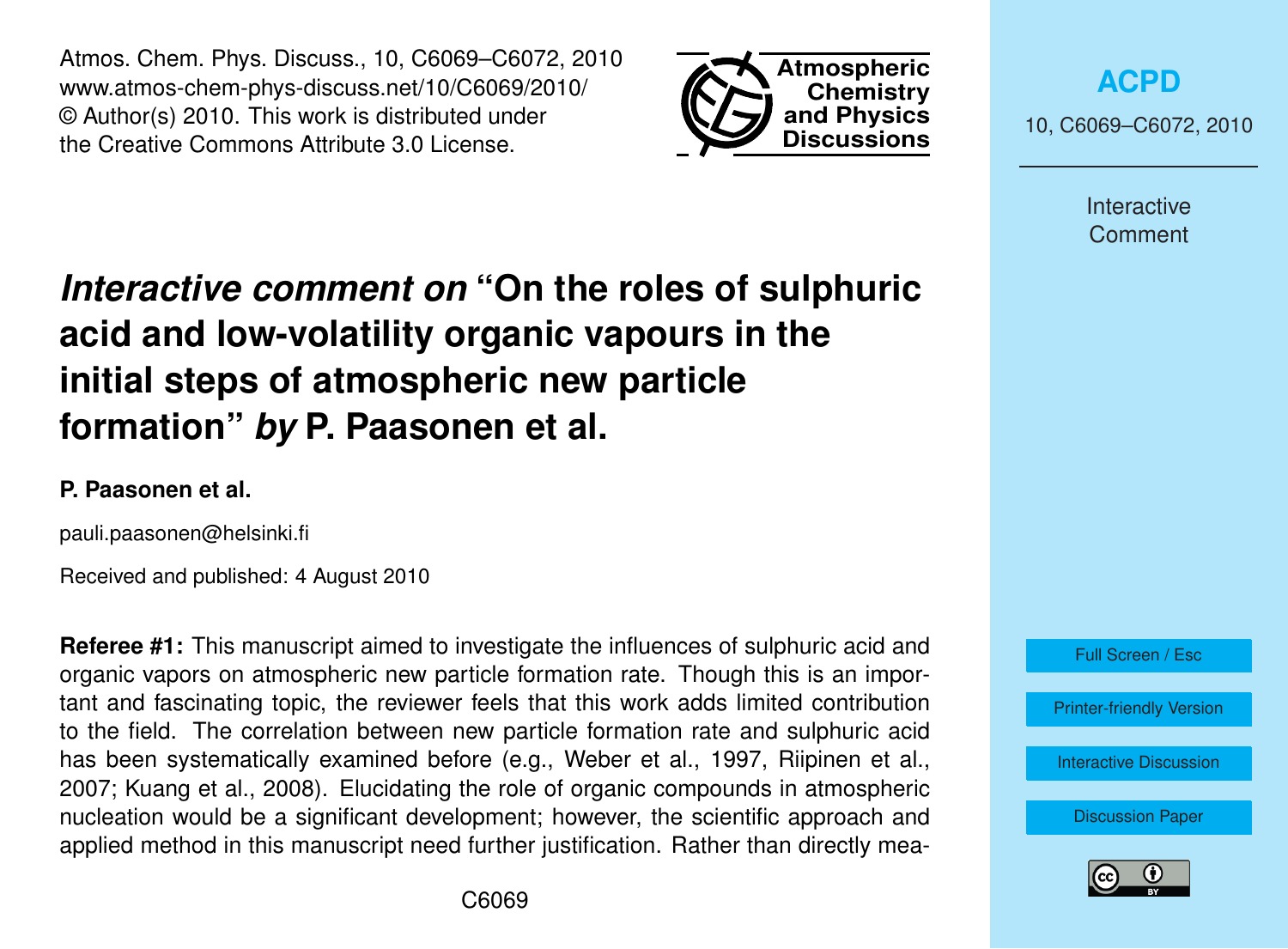# *Interactive comment on* "On the roles of sulphuric acid and low-volatility organic vapours in the initial steps of atmospheric new particle formation" *by* P. Paasonen et al.

**P. Paasonen et al.**

pauli.paasonen@helsinki.fi

Received and published: 4 August 2010

**Referee #1:** This manuscript aimed to investigate the influences of sulphuric acid and organic vapors on atmospheric new particle formation rate. Though this is an important and fascinating topic, the reviewer feels that this work adds limited contribution to the field. The correlation between new particle formation rate and sulphuric acid has been systematically examined before (e.g., Weber et al., 1997, Riipinen et al., 2007; Kuang et al., 2008). Elucidating the role of organic compounds in atmospheric nucleation would be a significant development; however, the scientific approach and applied method in this manuscript need further justification. Rather than directly mea-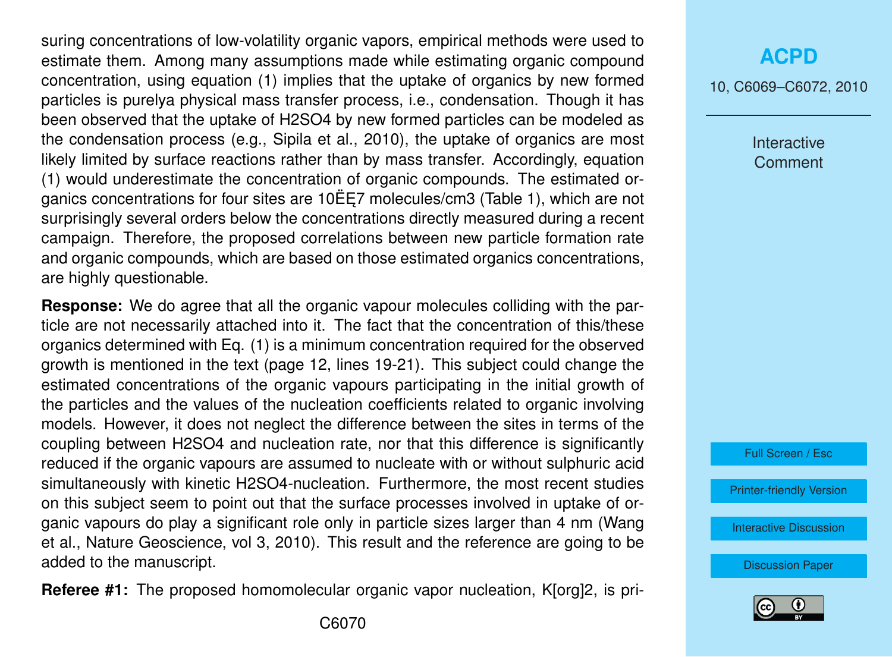suring concentrations of low-volatility organic vapors, empirical methods were used to estimate them. Among many assumptions made while estimating organic compound concentration, using equation (1) implies that the uptake of organics by new formed particles is purelya physical mass transfer process, i.e., condensation. Though it has been observed that the uptake of $H_2SO_4$ by new formed particles can be modeled as the condensation process (e.g., Sipila et al., 2010), the uptake of organics are most likely limited by surface reactions rather than by mass transfer. Accordingly, equation (1) would underestimate the concentration of organic compounds. The estimated organics concentrations for four sites are 10ËĘ7 molecules/cm3 (Table 1), which are not surprisingly several orders below the concentrations directly measured during a recent campaign. Therefore, the proposed correlations between new particle formation rate and organic compounds, which are based on those estimated organics concentrations, are highly questionable.

**Response:** We do agree that all the organic vapour molecules colliding with the particle are not necessarily attached into it. The fact that the concentration of this/these organics determined with Eq. (1) is a minimum concentration required for the observed growth is mentioned in the text (page 12, lines 19-21). This subject could change the estimated concentrations of the organic vapours participating in the initial growth of the particles and the values of the nucleation coefficients related to organic involving models. However, it does not neglect the difference between the sites in terms of the coupling between $H_2SO_4$ and nucleation rate, nor that this difference is significantly reduced if the organic vapours are assumed to nucleate with or without sulphuric acid simultaneously with kinetic $H_2SO_4$-nucleation. Furthermore, the most recent studies on this subject seem to point out that the surface processes involved in uptake of organic vapours do play a significant role only in particle sizes larger than 4 nm (Wang et al., Nature Geoscience, vol 3, 2010). This result and the reference are going to be added to the manuscript.

**Referee #1:** The proposed homomolecular organic vapor nucleation, $K[org]^2$, is pri-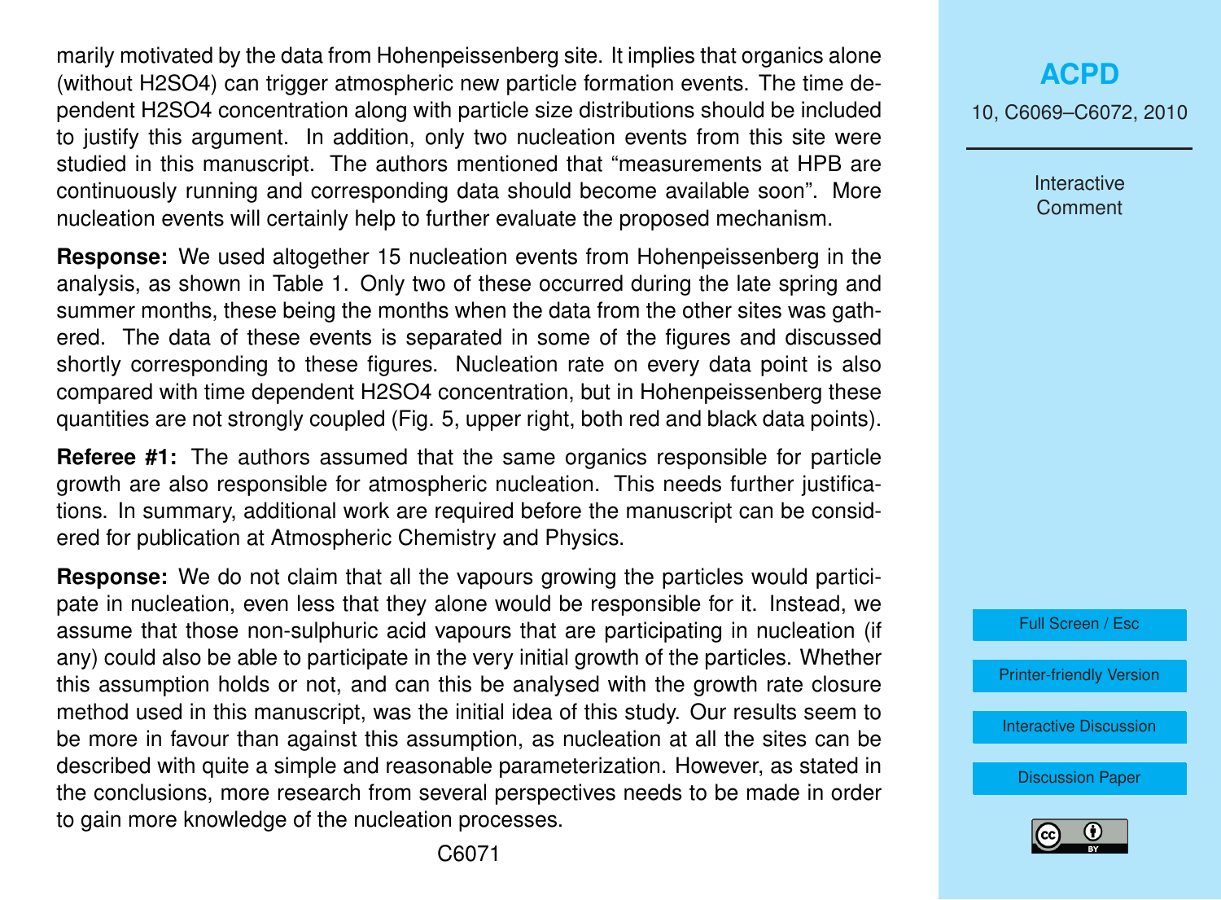marily motivated by the data from Hohenpeissenberg site. It implies that organics alone (without $H_2SO_4$) can trigger atmospheric new particle formation events. The time dependent $H_2SO_4$ concentration along with particle size distributions should be included to justify this argument. In addition, only two nucleation events from this site were studied in this manuscript. The authors mentioned that "measurements at HPB are continuously running and corresponding data should become available soon". More nucleation events will certainly help to further evaluate the proposed mechanism.

**Response:** We used altogether 15 nucleation events from Hohenpeissenberg in the analysis, as shown in Table 1. Only two of these occurred during the late spring and summer months, these being the months when the data from the other sites was gathered. The data of these events is separated in some of the figures and discussed shortly corresponding to these figures. Nucleation rate on every data point is also compared with time dependent $H_2SO_4$ concentration, but in Hohenpeissenberg these quantities are not strongly coupled (Fig. 5, upper right, both red and black data points).

**Referee #1:** The authors assumed that the same organics responsible for particle growth are also responsible for atmospheric nucleation. This needs further justifications. In summary, additional work are required before the manuscript can be considered for publication at Atmospheric Chemistry and Physics.

**Response:** We do not claim that all the vapours growing the particles would participate in nucleation, even less that they alone would be responsible for it. Instead, we assume that those non-sulphuric acid vapours that are participating in nucleation (if any) could also be able to participate in the very initial growth of the particles. Whether this assumption holds or not, and can this be analysed with the growth rate closure method used in this manuscript, was the initial idea of this study. Our results seem to be more in favour than against this assumption, as nucleation at all the sites can be described with quite a simple and reasonable parameterization. However, as stated in the conclusions, more research from several perspectives needs to be made in order to gain more knowledge of the nucleation processes.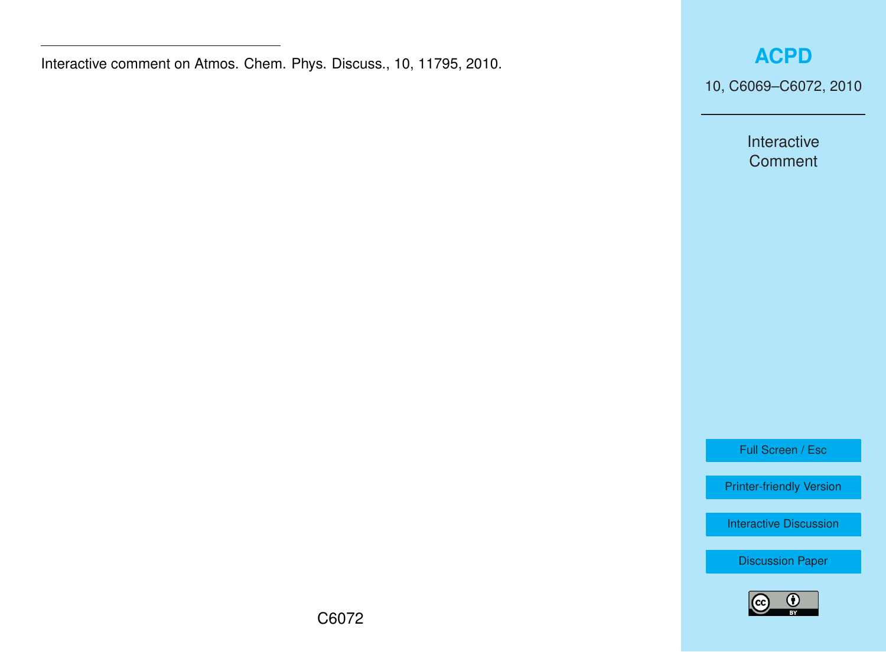Interactive comment on Atmos. Chem. Phys. Discuss., 10, 11795, 2010.